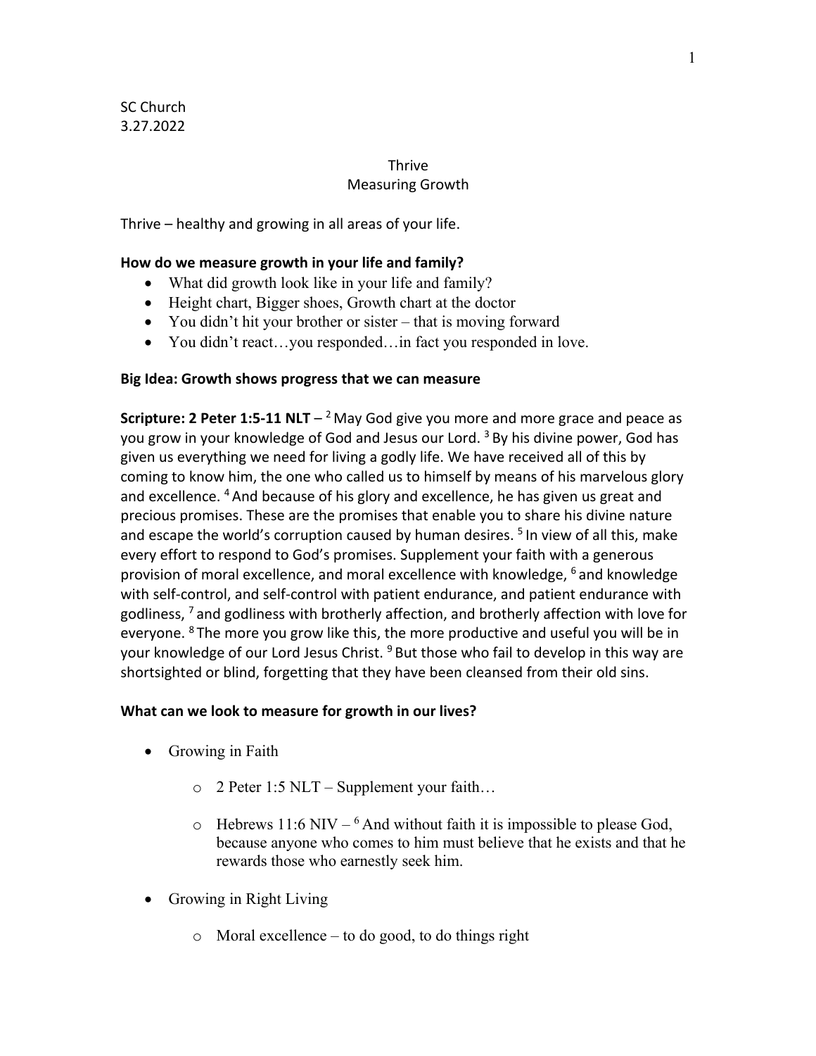SC Church
3.27.2022

# Thrive
## Measuring Growth

Thrive – healthy and growing in all areas of your life.

**How do we measure growth in your life and family?**

- What did growth look like in your life and family?
- Height chart, Bigger shoes, Growth chart at the doctor
- You didn't hit your brother or sister – that is moving forward
- You didn't react…you responded…in fact you responded in love.

**Big Idea: Growth shows progress that we can measure**

**Scripture: 2 Peter 1:5-11 NLT** – [2] May God give you more and more grace and peace as you grow in your knowledge of God and Jesus our Lord. [3] By his divine power, God has given us everything we need for living a godly life. We have received all of this by coming to know him, the one who called us to himself by means of his marvelous glory and excellence. [4] And because of his glory and excellence, he has given us great and precious promises. These are the promises that enable you to share his divine nature and escape the world's corruption caused by human desires. [5] In view of all this, make every effort to respond to God's promises. Supplement your faith with a generous provision of moral excellence, and moral excellence with knowledge, [6] and knowledge with self-control, and self-control with patient endurance, and patient endurance with godliness, [7] and godliness with brotherly affection, and brotherly affection with love for everyone. [8] The more you grow like this, the more productive and useful you will be in your knowledge of our Lord Jesus Christ. [9] But those who fail to develop in this way are shortsighted or blind, forgetting that they have been cleansed from their old sins.

**What can we look to measure for growth in our lives?**

- Growing in Faith
    - 2 Peter 1:5 NLT – Supplement your faith…
    - Hebrews 11:6 NIV – [6] And without faith it is impossible to please God, because anyone who comes to him must believe that he exists and that he rewards those who earnestly seek him.
- Growing in Right Living
    - Moral excellence – to do good, to do things right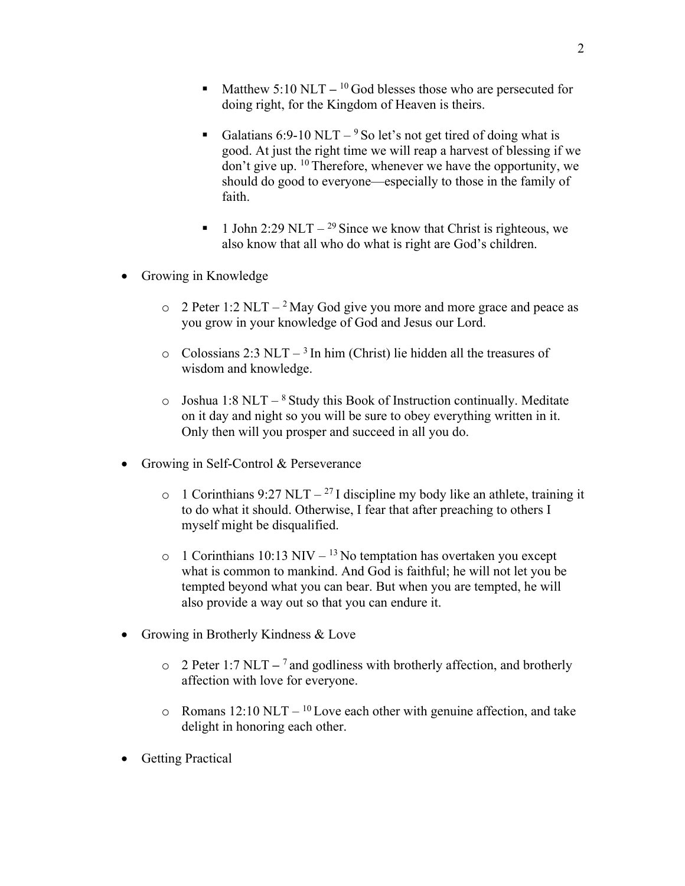- Matthew 5:10 NLT – [10] God blesses those who are persecuted for doing right, for the Kingdom of Heaven is theirs.

        - Galatians 6:9-10 NLT – [9] So let's not get tired of doing what is good. At just the right time we will reap a harvest of blessing if we don't give up. [10] Therefore, whenever we have the opportunity, we should do good to everyone—especially to those in the family of faith.

        - 1 John 2:29 NLT – [29] Since we know that Christ is righteous, we also know that all who do what is right are God's children.

- Growing in Knowledge

    - 2 Peter 1:2 NLT – [2] May God give you more and more grace and peace as you grow in your knowledge of God and Jesus our Lord.

    - Colossians 2:3 NLT – [3] In him (Christ) lie hidden all the treasures of wisdom and knowledge.

    - Joshua 1:8 NLT – [8] Study this Book of Instruction continually. Meditate on it day and night so you will be sure to obey everything written in it. Only then will you prosper and succeed in all you do.

- Growing in Self-Control & Perseverance

    - 1 Corinthians 9:27 NLT – [27] I discipline my body like an athlete, training it to do what it should. Otherwise, I fear that after preaching to others I myself might be disqualified.

    - 1 Corinthians 10:13 NIV – [13] No temptation has overtaken you except what is common to mankind. And God is faithful; he will not let you be tempted beyond what you can bear. But when you are tempted, he will also provide a way out so that you can endure it.

- Growing in Brotherly Kindness & Love

    - 2 Peter 1:7 NLT – [7] and godliness with brotherly affection, and brotherly affection with love for everyone.

    - Romans 12:10 NLT – [10] Love each other with genuine affection, and take delight in honoring each other.

- Getting Practical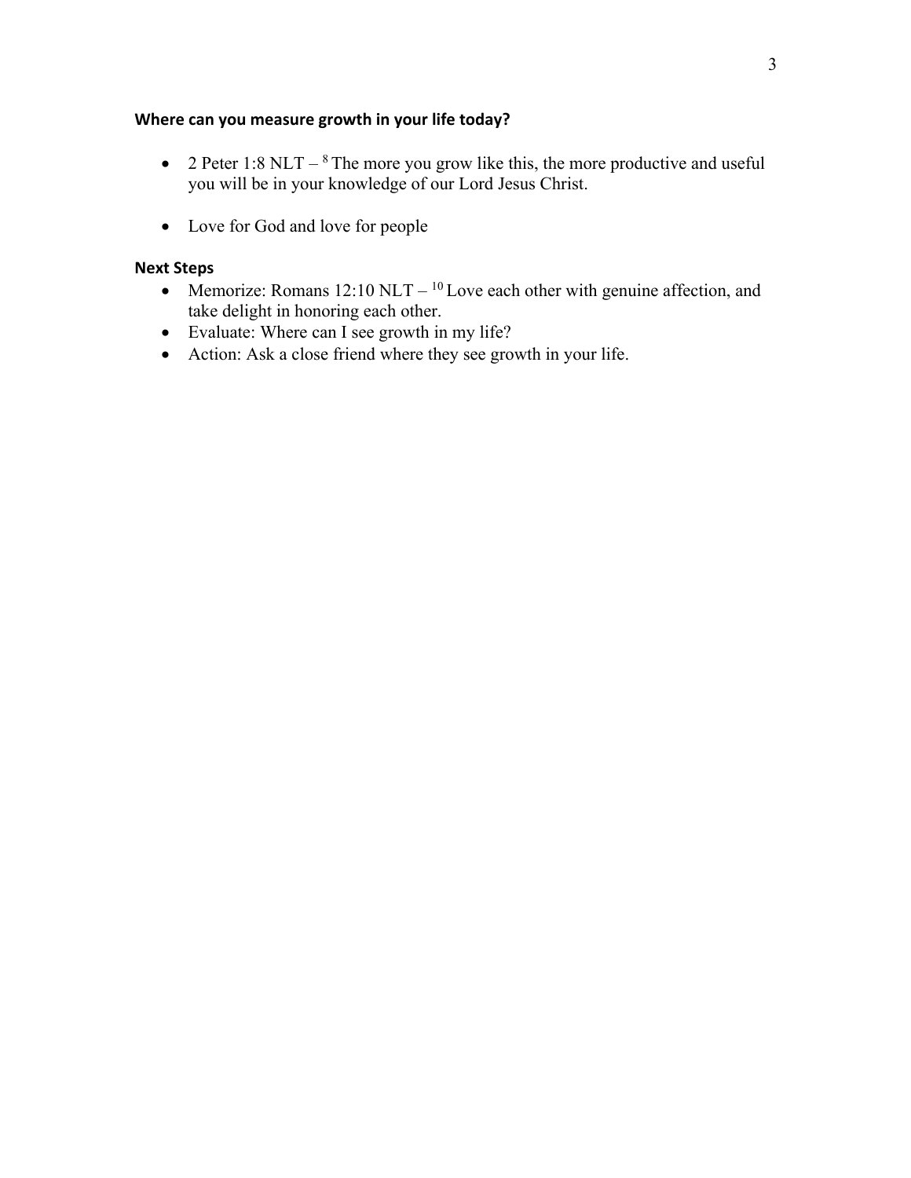**Where can you measure growth in your life today?**

- 2 Peter 1:8 NLT – [8] The more you grow like this, the more productive and useful you will be in your knowledge of our Lord Jesus Christ.

- Love for God and love for people

**Next Steps**

- Memorize: Romans 12:10 NLT – [10] Love each other with genuine affection, and take delight in honoring each other.
- Evaluate: Where can I see growth in my life?
- Action: Ask a close friend where they see growth in your life.